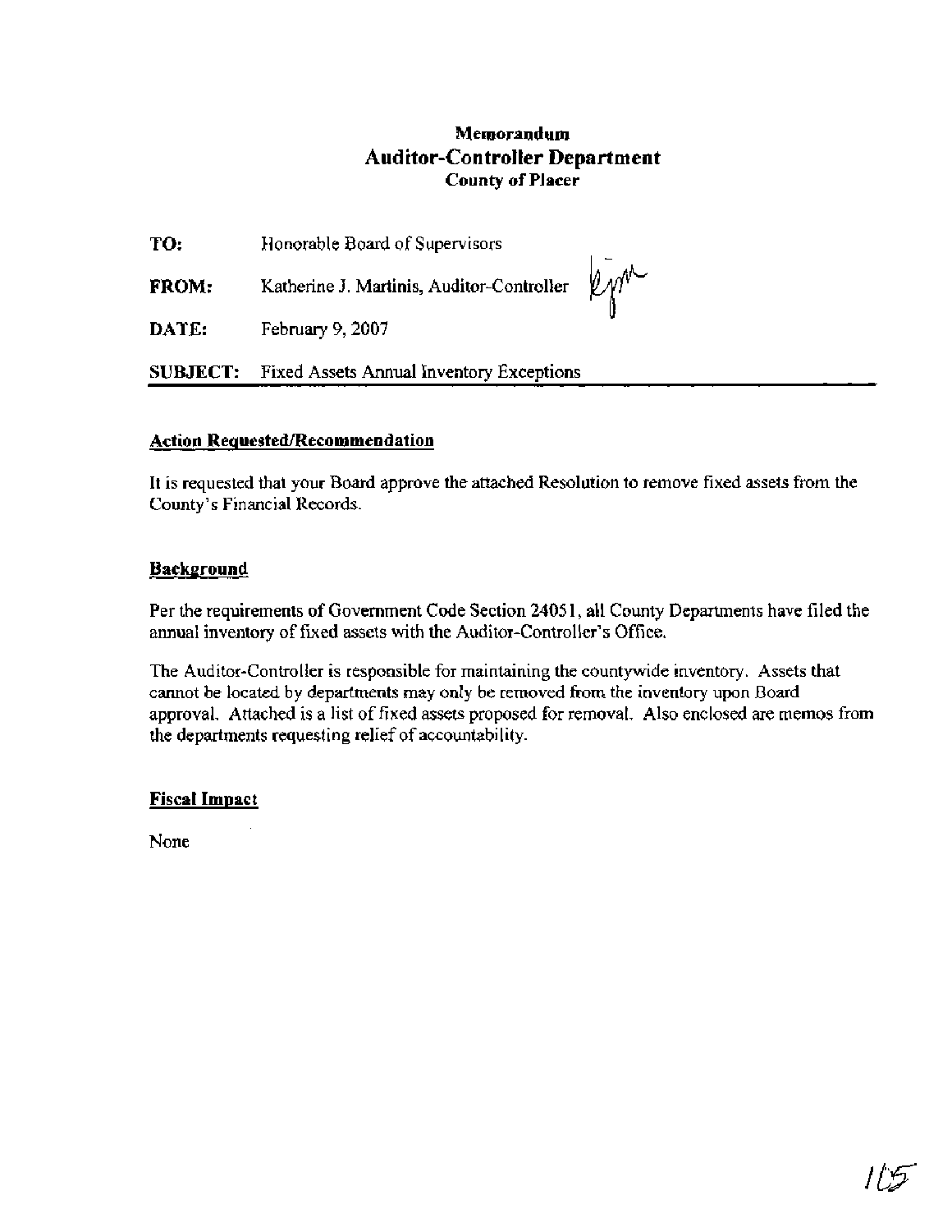# Memorandum
## Auditor-Controller Department
### County of Placer

**TO:** Honorable Board of Supervisors

**FROM:** Katherine J. Martinis, Auditor-Controller

**DATE:** February 9, 2007

**SUBJECT:** Fixed Assets Annual Inventory Exceptions

---

**Action Requested/Recommendation**

It is requested that your Board approve the attached Resolution to remove fixed assets from the County's Financial Records.

**Background**

Per the requirements of Government Code Section 24051, all County Departments have filed the annual inventory of fixed assets with the Auditor-Controller's Office.

The Auditor-Controller is responsible for maintaining the countywide inventory. Assets that cannot be located by departments may only be removed from the inventory upon Board approval. Attached is a list of fixed assets proposed for removal. Also enclosed are memos from the departments requesting relief of accountability.

**Fiscal Impact**

None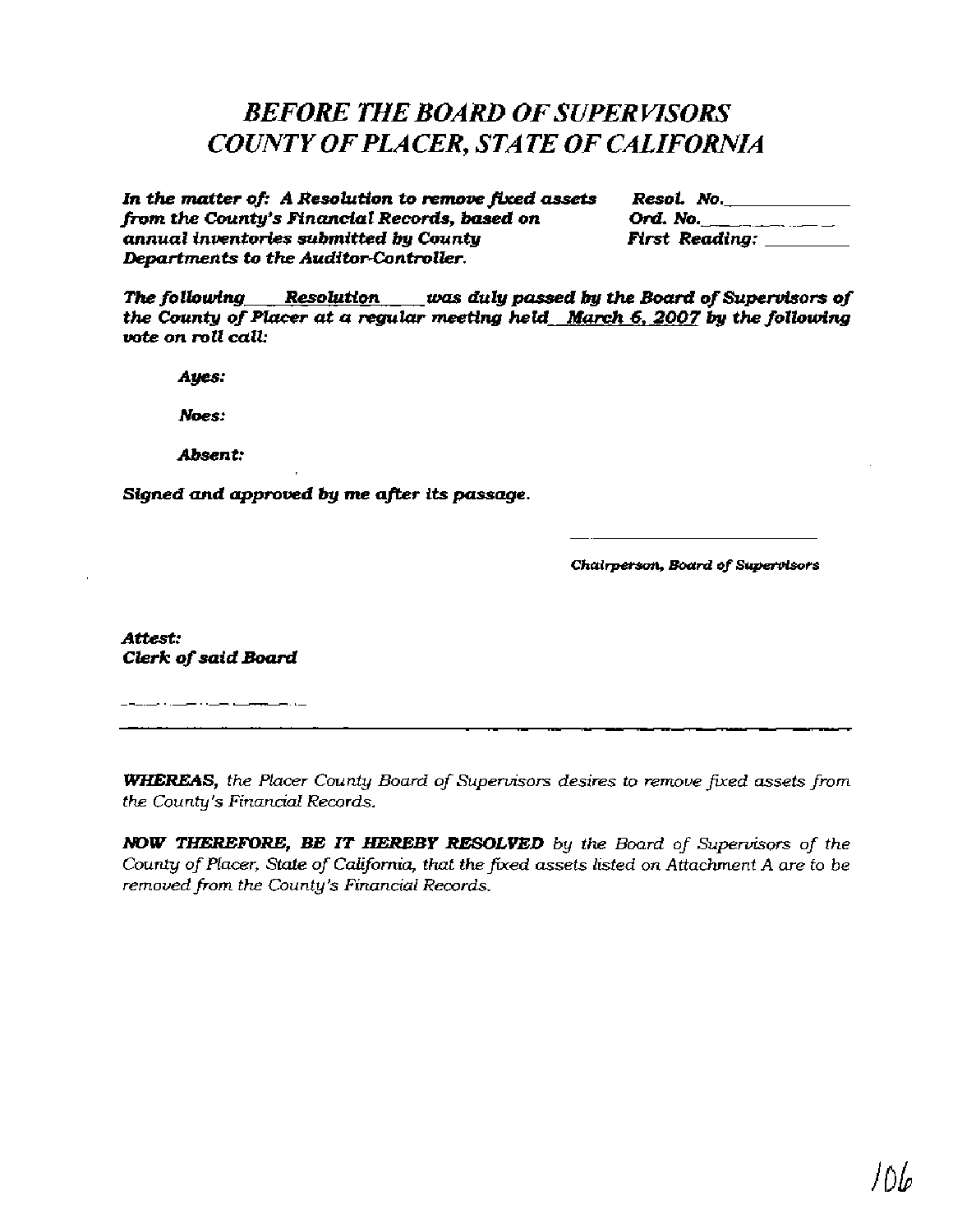# *BEFORE THE BOARD OF SUPERVISORS*
# *COUNTY OF PLACER, STATE OF CALIFORNIA*

| | |
|---|---|
| ***In the matter of: A Resolution to remove fixed assets from the County's Financial Records, based on annual inventories submitted by County Departments to the Auditor-Controller.*** | ***Resol. No.*** ____________ <br> ***Ord. No.*** ____________ <br> ***First Reading:*** ________ |

***The following ___Resolution___ was duly passed by the Board of Supervisors of the County of Placer at a regular meeting held ___March 6, 2007___ by the following vote on roll call:***

***Ayes:***

***Noes:***

***Absent:***

***Signed and approved by me after its passage.***

___________________________
***Chairperson, Board of Supervisors***

***Attest:***
***Clerk of said Board***

___________________

---

***WHEREAS,*** *the Placer County Board of Supervisors desires to remove fixed assets from the County's Financial Records.*

***NOW THEREFORE, BE IT HEREBY RESOLVED*** *by the Board of Supervisors of the County of Placer, State of California, that the fixed assets listed on Attachment A are to be removed from the County's Financial Records.*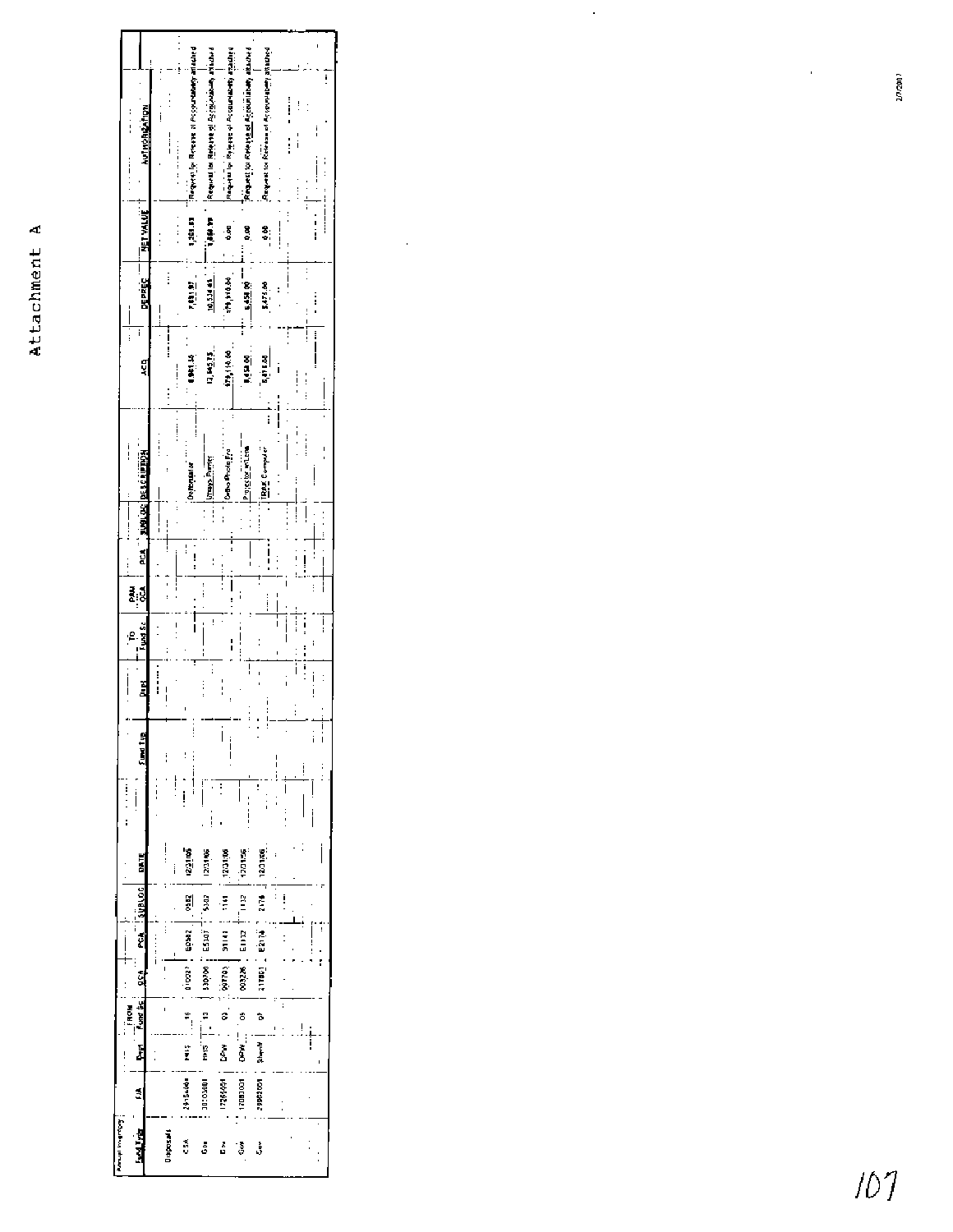# Attachment A

| Fund Type | FIA | FROM Dept | Fund Sc | OCA | PCA | SUBLOC | DATE | | Fund Typ | Dept | TO Fund Sc | PAM OCA | PCA | SUBLOC | DESCRIPTION | ACQ | DEPREC | NET VALUE | AUTHORIZATION |
|---|---|---|---|---|---|---|---|---|---|---|---|---|---|---|---|---|---|---|---|
| Disposals | | | | | | | | | | | | | | | | | | | |
| CSA | 29154000 | PHSS | 16 | 010021 | E0582 | 0582 | 12/31/06 | | | | | | | | Defibrulator | 8,941.36 | 7,681.97 | 1,259.39 | Request for Release of Accountability attached |
| Gen | 30103001 | PHSS | 10 | 530700 | E5307 | 5302 | 12/31/06 | | | | | | | | Ultrays Printer | 12,443.75 | 10,534.83 | 1,808.99 | Request for Release of Accountability attached |
| Ent | 17265001 | DPW | 03 | 091703 | 91141 | 1141 | 12/31/06 | | | | | | | | Ortho Photo Eq | 179,118.00 | 179,118.00 | 0.00 | Request for Release of Accountability attached |
| Gen | 12083001 | DPW | 05 | 003226 | E1132 | 1132 | 12/31/06 | | | | | | | | Projector w/Lens | 8,458.00 | 8,458.00 | 0.00 | Request for Release of Accountability attached |
| Gen | 29802001 | Sheriff | 07 | 217801 | E2176 | 2176 | 12/31/06 | | | | | | | | IBM Computer | 5,875.00 | 5,875.00 | 0.00 | Request for Release of Accountability attached |

2/7/2007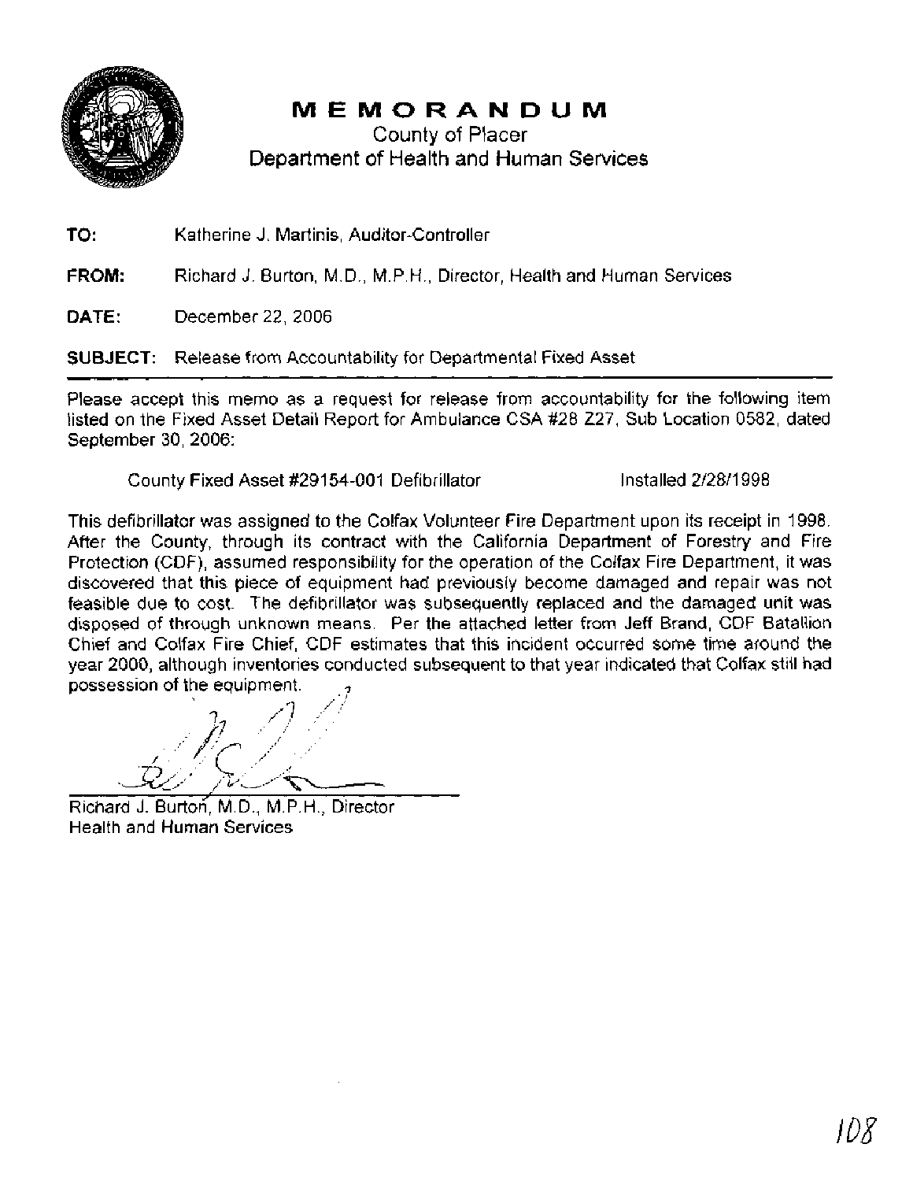# MEMORANDUM

County of Placer
Department of Health and Human Services

**TO:** Katherine J. Martinis, Auditor-Controller

**FROM:** Richard J. Burton, M.D., M.P.H., Director, Health and Human Services

**DATE:** December 22, 2006

**SUBJECT:** Release from Accountability for Departmental Fixed Asset

Please accept this memo as a request for release from accountability for the following item listed on the Fixed Asset Detail Report for Ambulance CSA #28 Z27, Sub Location 0582, dated September 30, 2006:

County Fixed Asset #29154-001 Defibrillator Installed 2/28/1998

This defibrillator was assigned to the Colfax Volunteer Fire Department upon its receipt in 1998. After the County, through its contract with the California Department of Forestry and Fire Protection (CDF), assumed responsibility for the operation of the Colfax Fire Department, it was discovered that this piece of equipment had previously become damaged and repair was not feasible due to cost. The defibrillator was subsequently replaced and the damaged unit was disposed of through unknown means. Per the attached letter from Jeff Brand, CDF Batallion Chief and Colfax Fire Chief, CDF estimates that this incident occurred some time around the year 2000, although inventories conducted subsequent to that year indicated that Colfax still had possession of the equipment.

Richard J. Burton, M.D., M.P.H., Director
Health and Human Services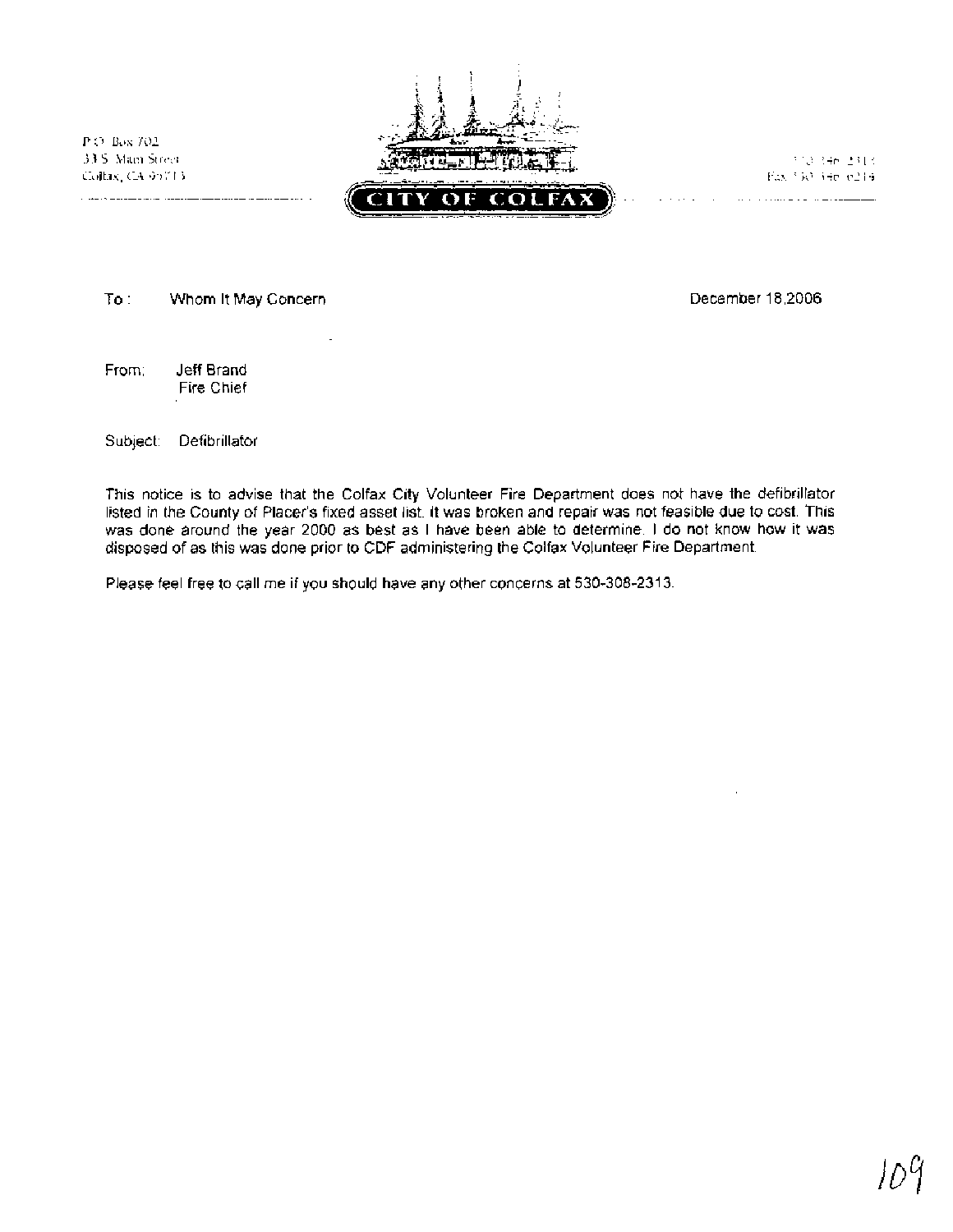P.O. Box 702
33 S. Main Street
Colfax, CA 95713

**CITY OF COLFAX**

To: Whom It May Concern

December 18,2006

From: Jeff Brand
Fire Chief

Subject: Defibrillator

This notice is to advise that the Colfax City Volunteer Fire Department does not have the defibrillator listed in the County of Placer's fixed asset list. It was broken and repair was not feasible due to cost. This was done around the year 2000 as best as I have been able to determine. I do not know how it was disposed of as this was done prior to CDF administering the Colfax Volunteer Fire Department.

Please feel free to call me if you should have any other concerns at 530-308-2313.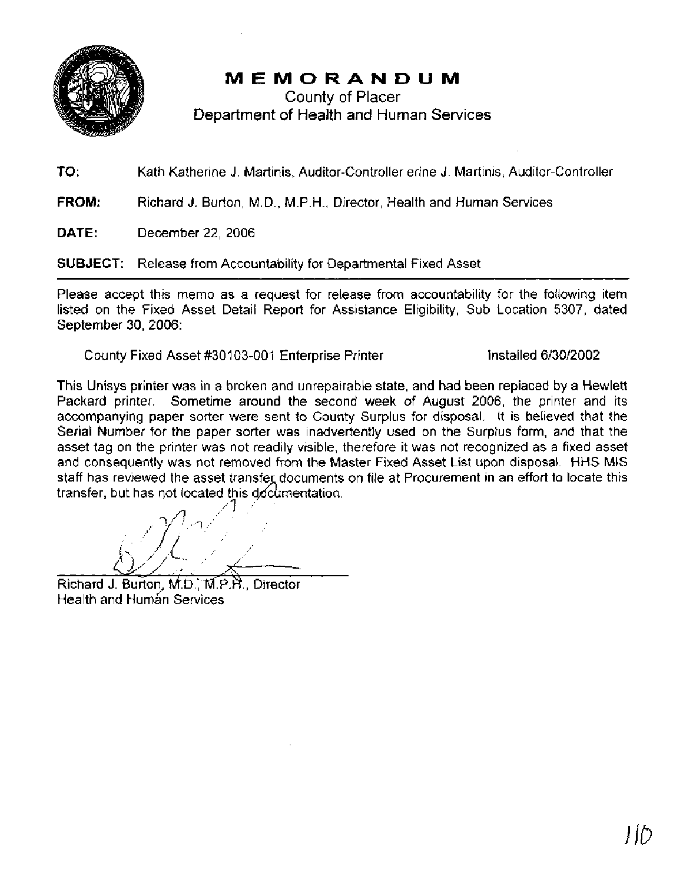# MEMORANDUM

County of Placer
Department of Health and Human Services

**TO:** Kath Katherine J. Martinis, Auditor-Controller erine J. Martinis, Auditor-Controller

**FROM:** Richard J. Burton, M.D., M.P.H., Director, Health and Human Services

**DATE:** December 22, 2006

**SUBJECT:** Release from Accountability for Departmental Fixed Asset

---

Please accept this memo as a request for release from accountability for the following item listed on the Fixed Asset Detail Report for Assistance Eligibility, Sub Location 5307, dated September 30, 2006:

County Fixed Asset #30103-001 Enterprise Printer Installed 6/30/2002

This Unisys printer was in a broken and unrepairable state, and had been replaced by a Hewlett Packard printer. Sometime around the second week of August 2006, the printer and its accompanying paper sorter were sent to County Surplus for disposal. It is believed that the Serial Number for the paper sorter was inadvertently used on the Surplus form, and that the asset tag on the printer was not readily visible, therefore it was not recognized as a fixed asset and consequently was not removed from the Master Fixed Asset List upon disposal. HHS MIS staff has reviewed the asset transfer documents on file at Procurement in an effort to locate this transfer, but has not located this documentation.

Richard J. Burton, M.D., M.P.H., Director
Health and Human Services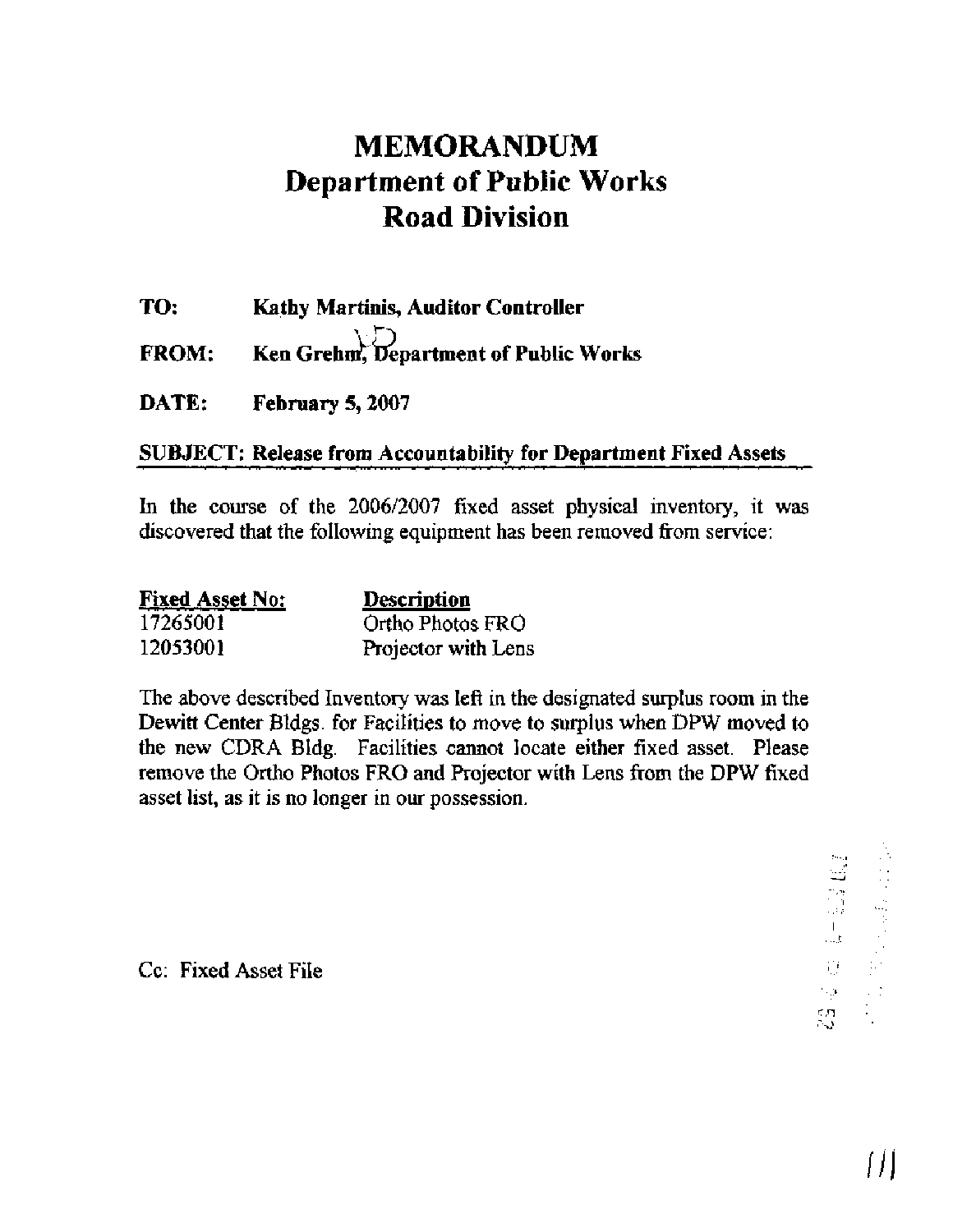# MEMORANDUM
# Department of Public Works
# Road Division

**TO:** **Kathy Martinis, Auditor Controller**

**FROM:** **Ken Grehm, Department of Public Works**

**DATE:** **February 5, 2007**

**SUBJECT: Release from Accountability for Department Fixed Assets**

In the course of the 2006/2007 fixed asset physical inventory, it was discovered that the following equipment has been removed from service:

| Fixed Asset No: | Description |
|---|---|
| 17265001 | Ortho Photos FRO |
| 12053001 | Projector with Lens |

The above described Inventory was left in the designated surplus room in the Dewitt Center Bldgs. for Facilities to move to surplus when DPW moved to the new CDRA Bldg. Facilities cannot locate either fixed asset. Please remove the Ortho Photos FRO and Projector with Lens from the DPW fixed asset list, as it is no longer in our possession.

Cc: Fixed Asset File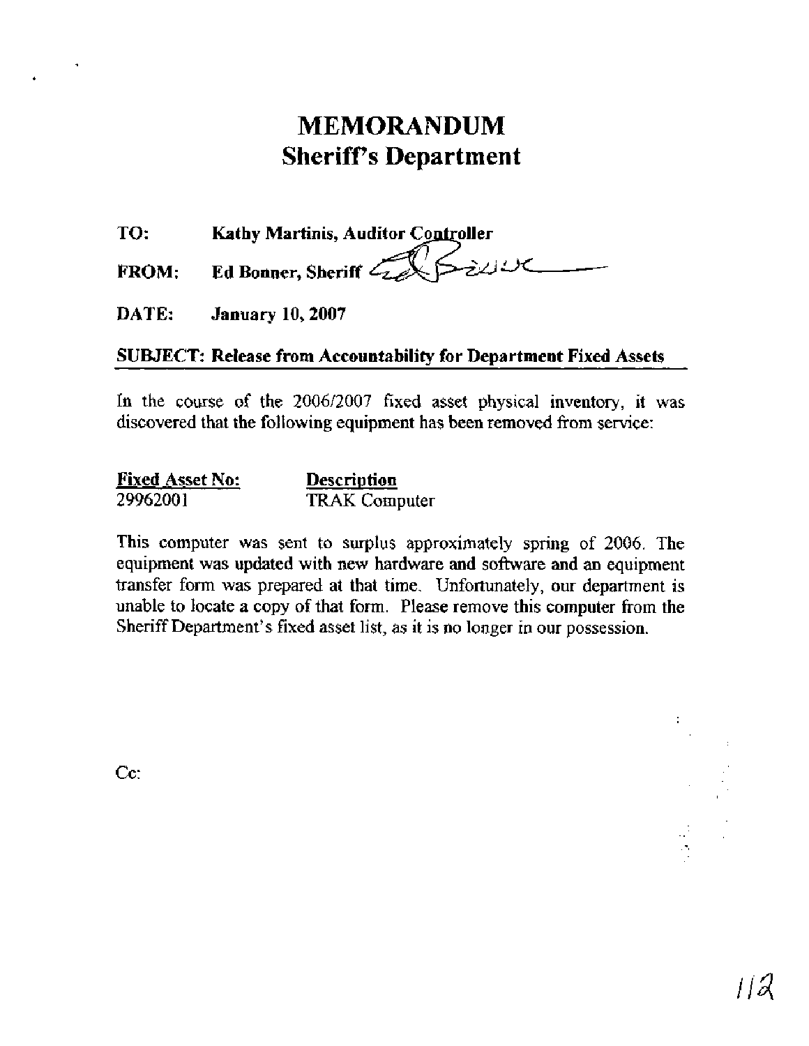# MEMORANDUM
## Sheriff's Department

**TO:** **Kathy Martinis, Auditor Controller**

**FROM:** **Ed Bonner, Sheriff**

**DATE:** **January 10, 2007**

**SUBJECT: Release from Accountability for Department Fixed Assets**

In the course of the 2006/2007 fixed asset physical inventory, it was discovered that the following equipment has been removed from service:

| Fixed Asset No: | Description |
|---|---|
| 29962001 | TRAK Computer |

This computer was sent to surplus approximately spring of 2006. The equipment was updated with new hardware and software and an equipment transfer form was prepared at that time. Unfortunately, our department is unable to locate a copy of that form. Please remove this computer from the Sheriff Department's fixed asset list, as it is no longer in our possession.

Cc: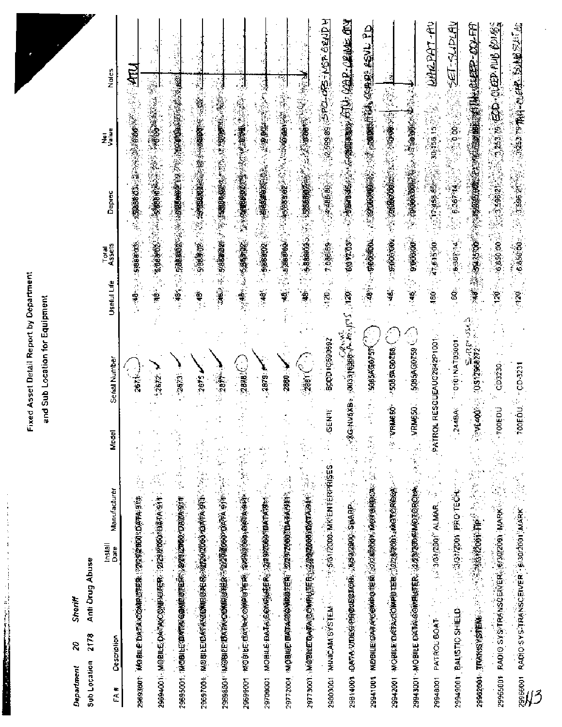# Fixed Asset Detail Report by Department and Sub Location for Equipment

**Department** 20 Sheriff

**Sub Location** 2178 Anti Drug Abuse

| FA # | Description | Install Date | Manufacturer | Model | Serial Number | Useful Life | Total Assets | Deprec | Net Value | Notes |
|---|---|---|---|---|---|---|---|---|---|---|
| 29693001 | MOBILE DATA COMPUTER | 2/29/2000 | DATA 911 | | 2671 | 48 | 5,888.03 | 5,888.03 | 0.00 | ATU |
| 29694001 | MOBILE DATA COMPUTER | 2/29/2000 | DATA 911 | | 2672 | 48 | 5,888.02 | 5,888.02 | 0.00 | |
| 29695001 | MOBILE DATA COMPUTER | 2/29/2000 | DATA 911 | | 2673 | 48 | 5,888.02 | 5,888.02 | 0.00 | |
| 29697001 | MOBILE DATA COMPUTER | 2/29/2000 | DATA 911 | | 2675 | 48 | 5,888.02 | 5,888.02 | 0.00 | |
| 29698001 | MOBILE DATA COMPUTER | 2/29/2000 | DATA 911 | | 2677 | 48 | 5,888.02 | 5,888.02 | 0.00 | |
| 29699001 | MOBILE DATA COMPUTER | 2/29/2000 | DATA 911 | | 2678 | 48 | 5,888.02 | 5,888.02 | 0.00 | |
| 29700001 | MOBILE DATA COMPUTER | 2/29/2000 | DATA 911 | | 2679 | 48 | 5,888.02 | 5,888.02 | 0.00 | |
| 29772001 | MOBILE DATA COMPUTER | 2/29/2000 | DATA 911 | | 2680 | 48 | 5,888.02 | 5,888.02 | 0.00 | |
| 29773001 | MOBILE DATA COMPUTER | 2/29/2000 | DATA 911 | | 2681 | 48 | 5,888.02 | 5,888.02 | 0.00 | |
| 29800001 | MINICAM SYSTEM | 5/31/2000 | MK ENTERPRISES | GEN II | BODD1C690692 | 120 | 7,086.69 | 4,486.80 | 2,599.89 | SPO.OPS-MSP-GUNDH |
| 29814001 | DATA VIDEO PROJECTOR | 6/30/2000 | SHARP | XG-NV5XB | 00331636B (CRIM. A. ANLYS) | 120 | 6,312.03 | | | ATU. CRIM. ANY |
| 29941001 | MOBILE DATA COMPUTER | 2/28/2001 | MOTOROLA | | 5085AG0757 | 48 | 9,000.00 | 9,000.00 | 0.00 | ATU. CRIM. ASVL. PD |
| 29942001 | MOBILE DATA COMPUTER | 2/28/2001 | MOTOROLA | VRM650 | 5085AG0758 | 48 | 9,000.00 | 9,000.00 | 0.00 | |
| 29943001 | MOBILE DATA COMPUTER | 2/28/2001 | MOTOROLA | VRM650 | 5085AG0759 | 48 | 9,000.00 | 9,000.00 | 0.00 | |
| 29948001 | PATROL BOAT | 3/31/2001 | ALMAR | PATROL RESCUE | AUC2842P1001 | 180 | 47,615.00 | 17,458.85 | 30,156.15 | UHL PAT-AV |
| 29949001 | BALISTIC SHIELD | 3/31/2001 | PRO TECH | 2448A | 0101NAT03001 | 60 | 6,367.14 | 6,367.14 | 0.00 | SET-SLIDLAV |
| 29962001 | TRAK SYSTEM | 5/31/2001 | TIP | VL400 | US12968272 (SURVEILLANCE) | 48 | 5,475.00 | | | ATU-CLEEP-COLFA |
| 29965001 | RADIO SYS TRANSCEIVER | 6/30/2001 | MARK | 700EDU | CD3230 | 120 | 6,850.00 | 3,596.21 | 3,253.79 | EOD. CLEEP. AUD 60169 |
| 29966001 | RADIO SYS TRANSCEIVER | 6/30/2001 | MARK | 700EDU | CD3231 | 120 | 6,850.00 | 3,596.21 | 3,253.79 | ATU-CLEEP-BMUNSIT-AV |

113